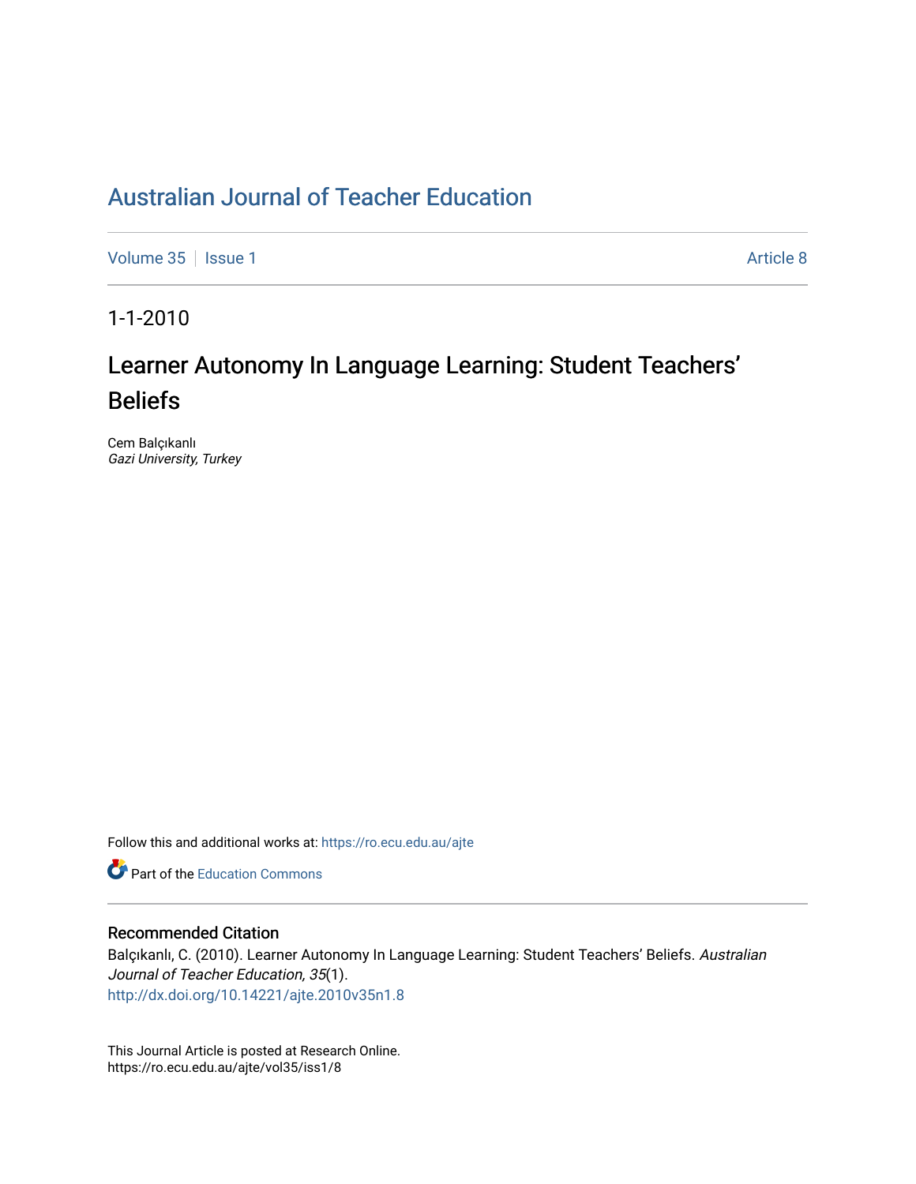# Australian Journal of Teacher Education

Volume 35 | Issue 1 | Article 8

1-1-2010

## Learner Autonomy In Language Learning: Student Teachers' Beliefs

Cem Balçıkanlı
*Gazi University, Turkey*

Follow this and additional works at: https://ro.ecu.edu.au/ajte

Part of the Education Commons

### Recommended Citation

Balçıkanlı, C. (2010). Learner Autonomy In Language Learning: Student Teachers' Beliefs. *Australian Journal of Teacher Education, 35*(1).
http://dx.doi.org/10.14221/ajte.2010v35n1.8

This Journal Article is posted at Research Online.
https://ro.ecu.edu.au/ajte/vol35/iss1/8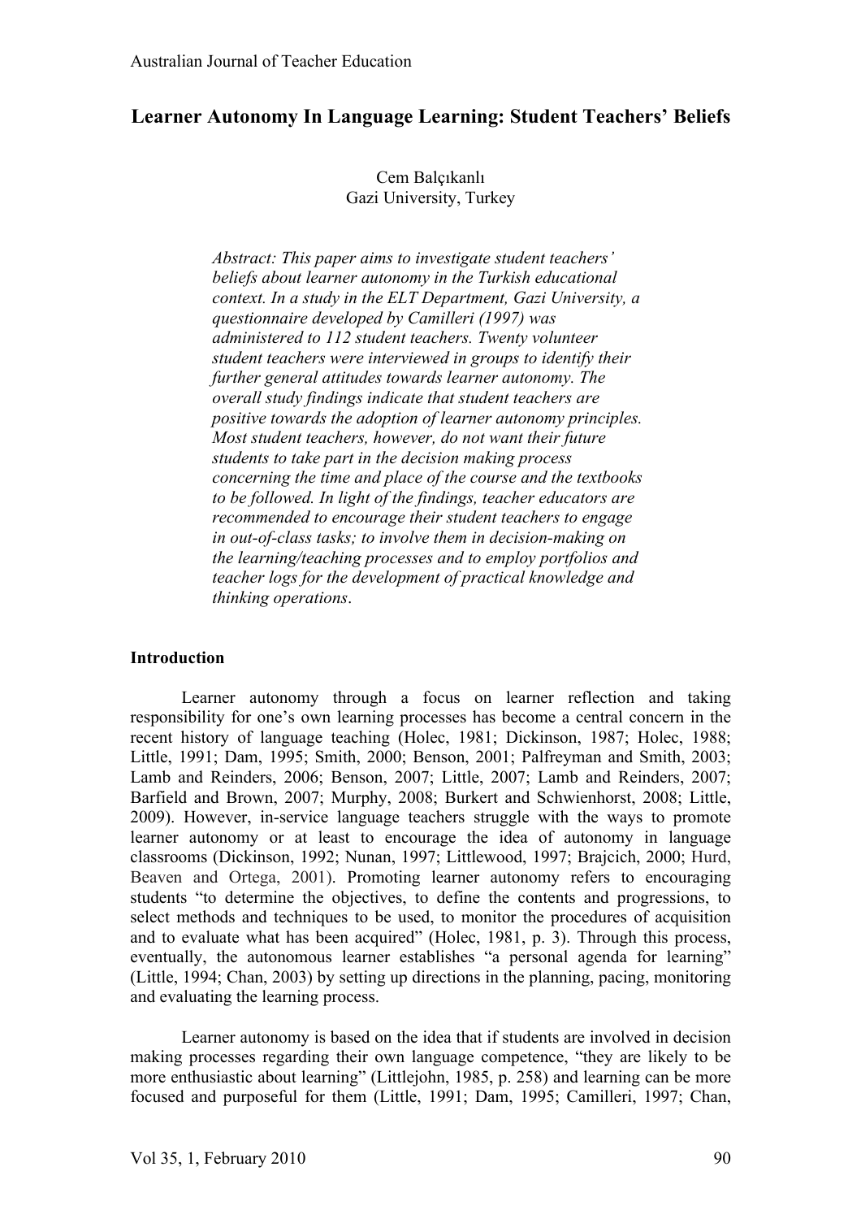# Learner Autonomy In Language Learning: Student Teachers' Beliefs

Cem Balçıkanlı  
Gazi University, Turkey

*Abstract: This paper aims to investigate student teachers' beliefs about learner autonomy in the Turkish educational context. In a study in the ELT Department, Gazi University, a questionnaire developed by Camilleri (1997) was administered to 112 student teachers. Twenty volunteer student teachers were interviewed in groups to identify their further general attitudes towards learner autonomy. The overall study findings indicate that student teachers are positive towards the adoption of learner autonomy principles. Most student teachers, however, do not want their future students to take part in the decision making process concerning the time and place of the course and the textbooks to be followed. In light of the findings, teacher educators are recommended to encourage their student teachers to engage in out-of-class tasks; to involve them in decision-making on the learning/teaching processes and to employ portfolios and teacher logs for the development of practical knowledge and thinking operations.*

## Introduction

Learner autonomy through a focus on learner reflection and taking responsibility for one's own learning processes has become a central concern in the recent history of language teaching (Holec, 1981; Dickinson, 1987; Holec, 1988; Little, 1991; Dam, 1995; Smith, 2000; Benson, 2001; Palfreyman and Smith, 2003; Lamb and Reinders, 2006; Benson, 2007; Little, 2007; Lamb and Reinders, 2007; Barfield and Brown, 2007; Murphy, 2008; Burkert and Schwienhorst, 2008; Little, 2009). However, in-service language teachers struggle with the ways to promote learner autonomy or at least to encourage the idea of autonomy in language classrooms (Dickinson, 1992; Nunan, 1997; Littlewood, 1997; Brajcich, 2000; Hurd, Beaven and Ortega, 2001). Promoting learner autonomy refers to encouraging students "to determine the objectives, to define the contents and progressions, to select methods and techniques to be used, to monitor the procedures of acquisition and to evaluate what has been acquired" (Holec, 1981, p. 3). Through this process, eventually, the autonomous learner establishes "a personal agenda for learning" (Little, 1994; Chan, 2003) by setting up directions in the planning, pacing, monitoring and evaluating the learning process.

Learner autonomy is based on the idea that if students are involved in decision making processes regarding their own language competence, "they are likely to be more enthusiastic about learning" (Littlejohn, 1985, p. 258) and learning can be more focused and purposeful for them (Little, 1991; Dam, 1995; Camilleri, 1997; Chan,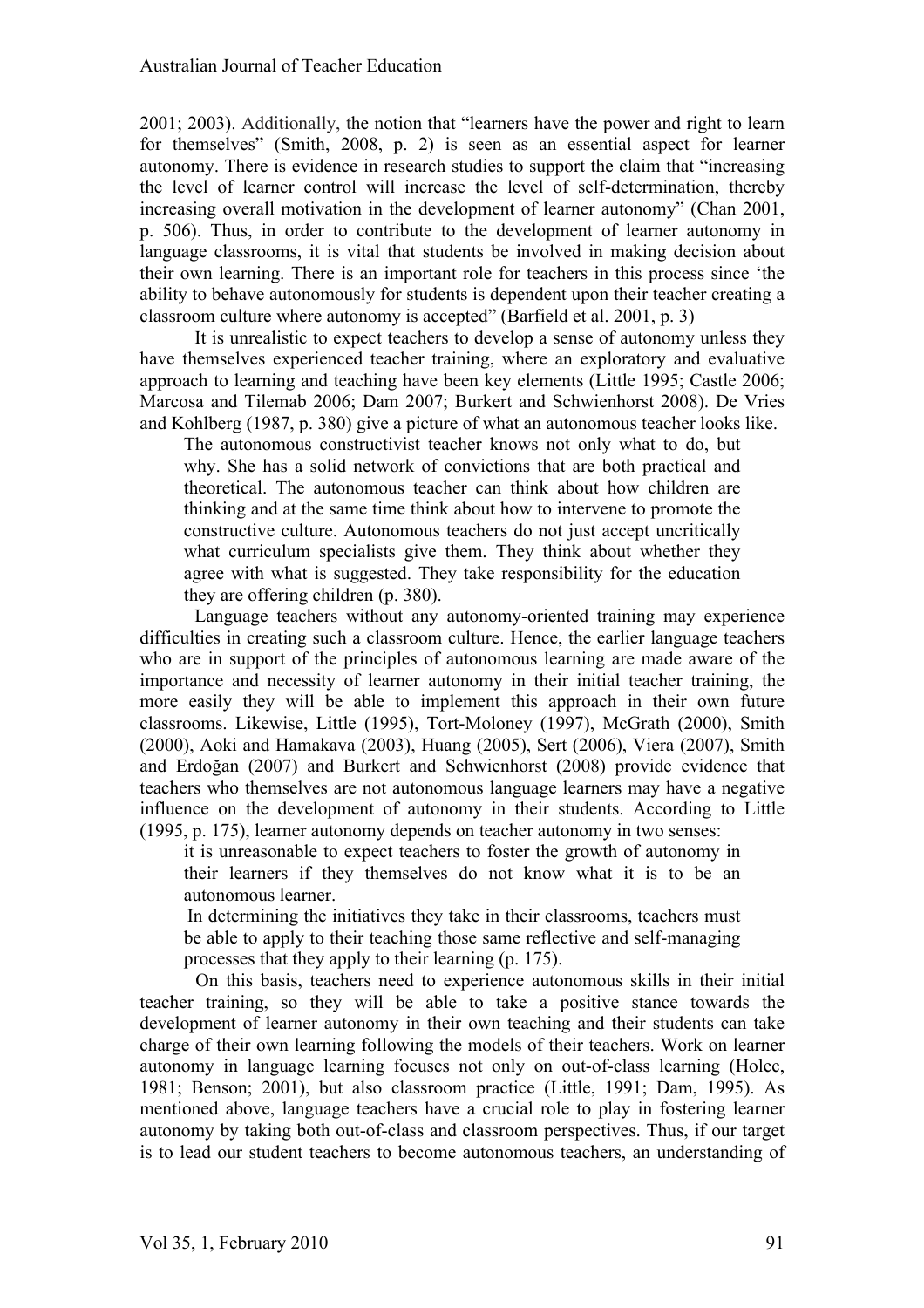2001; 2003). Additionally, the notion that "learners have the power and right to learn for themselves" (Smith, 2008, p. 2) is seen as an essential aspect for learner autonomy. There is evidence in research studies to support the claim that "increasing the level of learner control will increase the level of self-determination, thereby increasing overall motivation in the development of learner autonomy" (Chan 2001, p. 506). Thus, in order to contribute to the development of learner autonomy in language classrooms, it is vital that students be involved in making decision about their own learning. There is an important role for teachers in this process since 'the ability to behave autonomously for students is dependent upon their teacher creating a classroom culture where autonomy is accepted" (Barfield et al. 2001, p. 3)

It is unrealistic to expect teachers to develop a sense of autonomy unless they have themselves experienced teacher training, where an exploratory and evaluative approach to learning and teaching have been key elements (Little 1995; Castle 2006; Marcosa and Tilemab 2006; Dam 2007; Burkert and Schwienhorst 2008). De Vries and Kohlberg (1987, p. 380) give a picture of what an autonomous teacher looks like.

> The autonomous constructivist teacher knows not only what to do, but why. She has a solid network of convictions that are both practical and theoretical. The autonomous teacher can think about how children are thinking and at the same time think about how to intervene to promote the constructive culture. Autonomous teachers do not just accept uncritically what curriculum specialists give them. They think about whether they agree with what is suggested. They take responsibility for the education they are offering children (p. 380).

Language teachers without any autonomy-oriented training may experience difficulties in creating such a classroom culture. Hence, the earlier language teachers who are in support of the principles of autonomous learning are made aware of the importance and necessity of learner autonomy in their initial teacher training, the more easily they will be able to implement this approach in their own future classrooms. Likewise, Little (1995), Tort-Moloney (1997), McGrath (2000), Smith (2000), Aoki and Hamakava (2003), Huang (2005), Sert (2006), Viera (2007), Smith and Erdoğan (2007) and Burkert and Schwienhorst (2008) provide evidence that teachers who themselves are not autonomous language learners may have a negative influence on the development of autonomy in their students. According to Little (1995, p. 175), learner autonomy depends on teacher autonomy in two senses:

> it is unreasonable to expect teachers to foster the growth of autonomy in their learners if they themselves do not know what it is to be an autonomous learner.
>
> In determining the initiatives they take in their classrooms, teachers must be able to apply to their teaching those same reflective and self-managing processes that they apply to their learning (p. 175).

On this basis, teachers need to experience autonomous skills in their initial teacher training, so they will be able to take a positive stance towards the development of learner autonomy in their own teaching and their students can take charge of their own learning following the models of their teachers. Work on learner autonomy in language learning focuses not only on out-of-class learning (Holec, 1981; Benson; 2001), but also classroom practice (Little, 1991; Dam, 1995). As mentioned above, language teachers have a crucial role to play in fostering learner autonomy by taking both out-of-class and classroom perspectives. Thus, if our target is to lead our student teachers to become autonomous teachers, an understanding of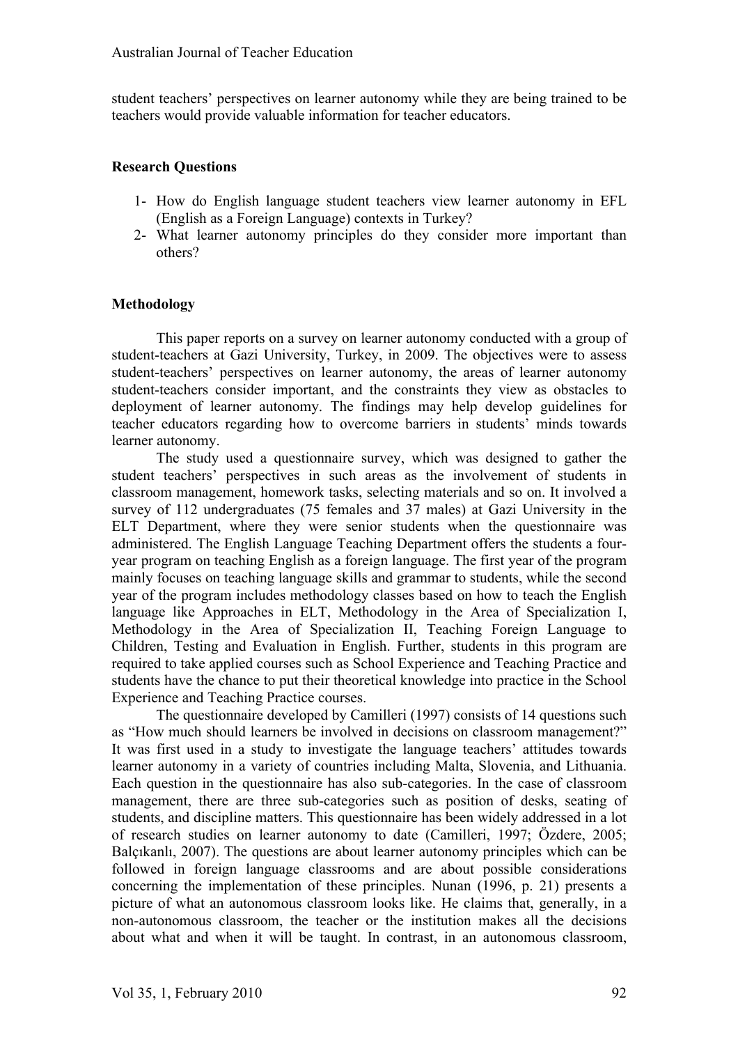student teachers' perspectives on learner autonomy while they are being trained to be teachers would provide valuable information for teacher educators.

**Research Questions**

1- How do English language student teachers view learner autonomy in EFL (English as a Foreign Language) contexts in Turkey?
2- What learner autonomy principles do they consider more important than others?

**Methodology**

This paper reports on a survey on learner autonomy conducted with a group of student-teachers at Gazi University, Turkey, in 2009. The objectives were to assess student-teachers' perspectives on learner autonomy, the areas of learner autonomy student-teachers consider important, and the constraints they view as obstacles to deployment of learner autonomy. The findings may help develop guidelines for teacher educators regarding how to overcome barriers in students' minds towards learner autonomy.

The study used a questionnaire survey, which was designed to gather the student teachers' perspectives in such areas as the involvement of students in classroom management, homework tasks, selecting materials and so on. It involved a survey of 112 undergraduates (75 females and 37 males) at Gazi University in the ELT Department, where they were senior students when the questionnaire was administered. The English Language Teaching Department offers the students a four-year program on teaching English as a foreign language. The first year of the program mainly focuses on teaching language skills and grammar to students, while the second year of the program includes methodology classes based on how to teach the English language like Approaches in ELT, Methodology in the Area of Specialization I, Methodology in the Area of Specialization II, Teaching Foreign Language to Children, Testing and Evaluation in English. Further, students in this program are required to take applied courses such as School Experience and Teaching Practice and students have the chance to put their theoretical knowledge into practice in the School Experience and Teaching Practice courses.

The questionnaire developed by Camilleri (1997) consists of 14 questions such as "How much should learners be involved in decisions on classroom management?" It was first used in a study to investigate the language teachers' attitudes towards learner autonomy in a variety of countries including Malta, Slovenia, and Lithuania. Each question in the questionnaire has also sub-categories. In the case of classroom management, there are three sub-categories such as position of desks, seating of students, and discipline matters. This questionnaire has been widely addressed in a lot of research studies on learner autonomy to date (Camilleri, 1997; Özdere, 2005; Balçıkanlı, 2007). The questions are about learner autonomy principles which can be followed in foreign language classrooms and are about possible considerations concerning the implementation of these principles. Nunan (1996, p. 21) presents a picture of what an autonomous classroom looks like. He claims that, generally, in a non-autonomous classroom, the teacher or the institution makes all the decisions about what and when it will be taught. In contrast, in an autonomous classroom,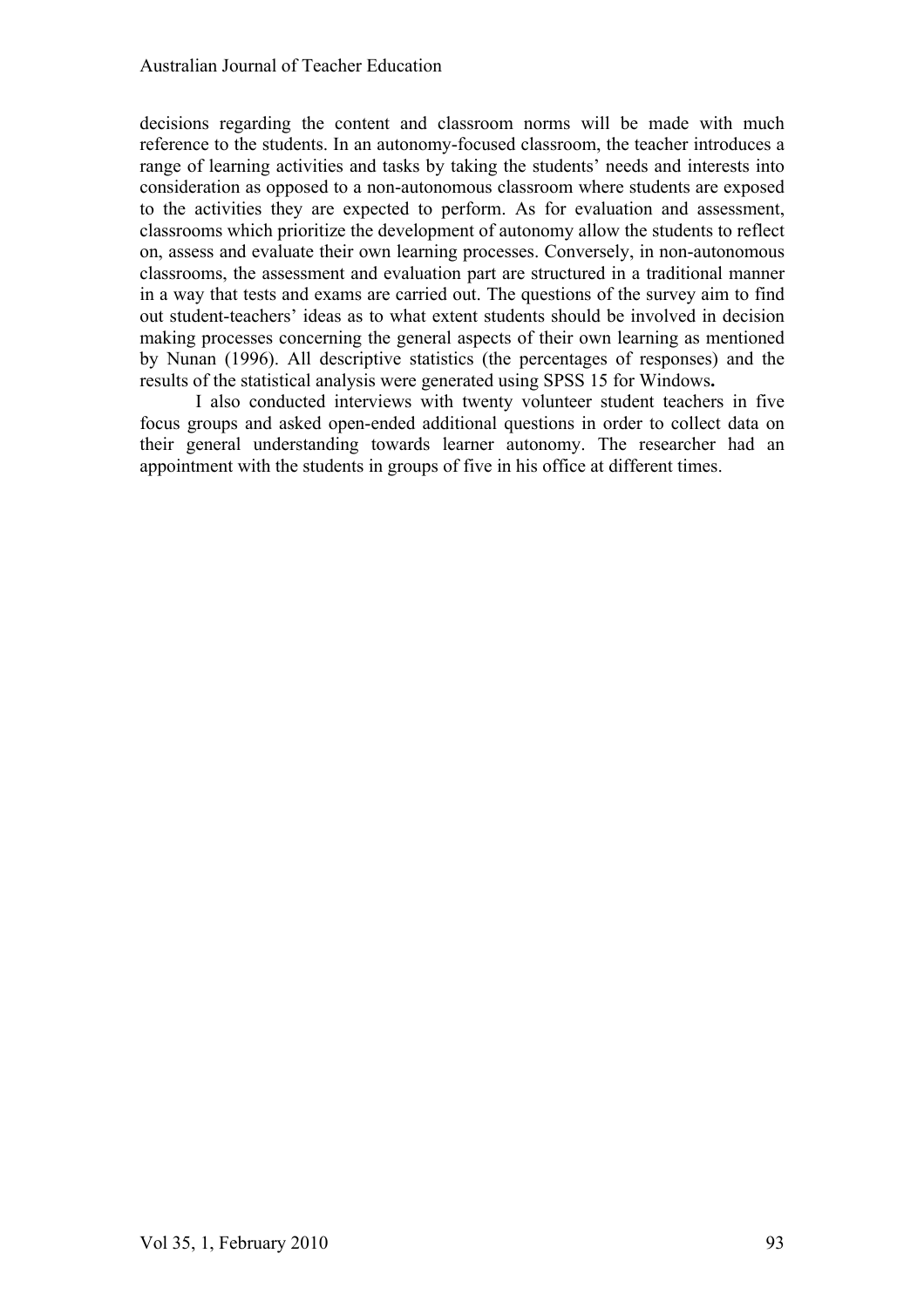decisions regarding the content and classroom norms will be made with much reference to the students. In an autonomy-focused classroom, the teacher introduces a range of learning activities and tasks by taking the students' needs and interests into consideration as opposed to a non-autonomous classroom where students are exposed to the activities they are expected to perform. As for evaluation and assessment, classrooms which prioritize the development of autonomy allow the students to reflect on, assess and evaluate their own learning processes. Conversely, in non-autonomous classrooms, the assessment and evaluation part are structured in a traditional manner in a way that tests and exams are carried out. The questions of the survey aim to find out student-teachers' ideas as to what extent students should be involved in decision making processes concerning the general aspects of their own learning as mentioned by Nunan (1996). All descriptive statistics (the percentages of responses) and the results of the statistical analysis were generated using SPSS 15 for Windows**.**

I also conducted interviews with twenty volunteer student teachers in five focus groups and asked open-ended additional questions in order to collect data on their general understanding towards learner autonomy. The researcher had an appointment with the students in groups of five in his office at different times.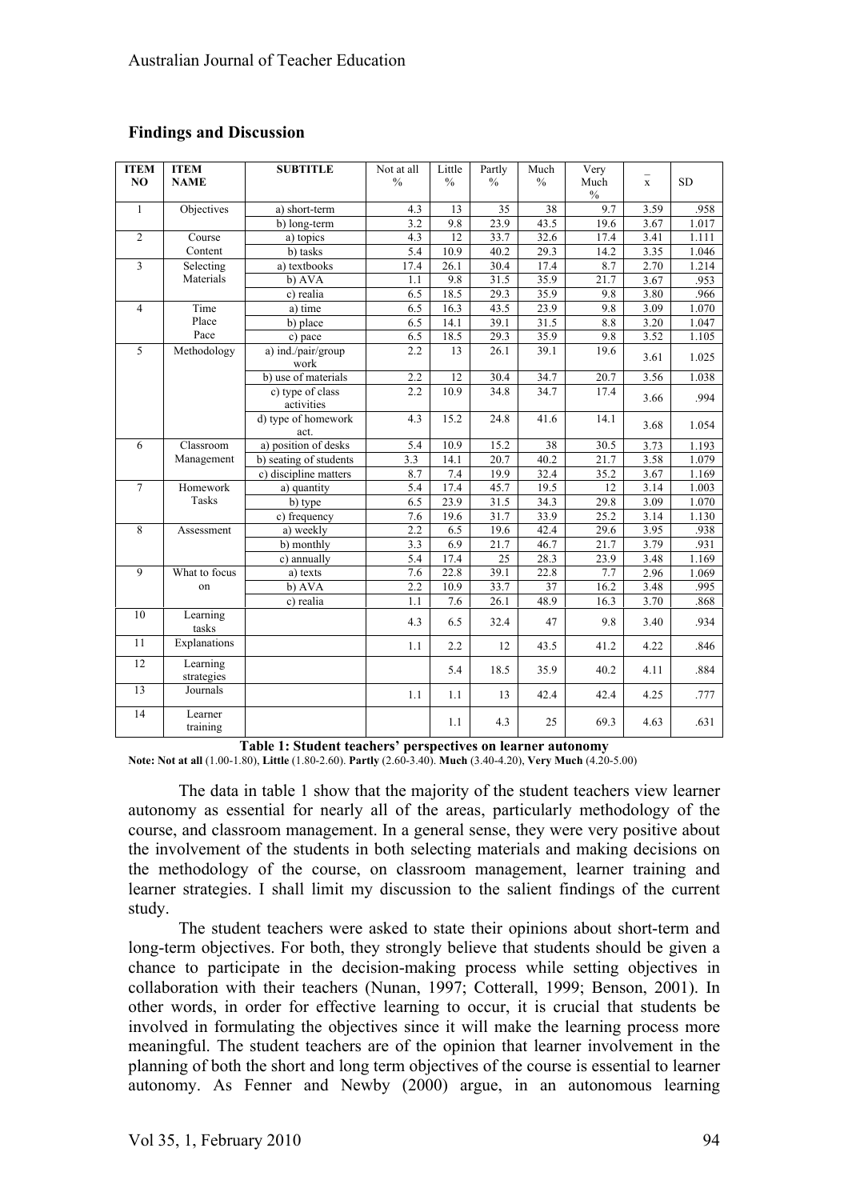## Findings and Discussion

| ITEM NO | ITEM NAME | SUBTITLE | Not at all % | Little % | Partly % | Much % | Very Much % | x̄ | SD |
|---|---|---|---|---|---|---|---|---|---|
| 1 | Objectives | a) short-term | 4.3 | 13 | 35 | 38 | 9.7 | 3.59 | .958 |
| | | b) long-term | 3.2 | 9.8 | 23.9 | 43.5 | 19.6 | 3.67 | 1.017 |
| 2 | Course Content | a) topics | 4.3 | 12 | 33.7 | 32.6 | 17.4 | 3.41 | 1.111 |
| | | b) tasks | 5.4 | 10.9 | 40.2 | 29.3 | 14.2 | 3.35 | 1.046 |
| 3 | Selecting Materials | a) textbooks | 17.4 | 26.1 | 30.4 | 17.4 | 8.7 | 2.70 | 1.214 |
| | | b) AVA | 1.1 | 9.8 | 31.5 | 35.9 | 21.7 | 3.67 | .953 |
| | | c) realia | 6.5 | 18.5 | 29.3 | 35.9 | 9.8 | 3.80 | .966 |
| 4 | Time Place Pace | a) time | 6.5 | 16.3 | 43.5 | 23.9 | 9.8 | 3.09 | 1.070 |
| | | b) place | 6.5 | 14.1 | 39.1 | 31.5 | 8.8 | 3.20 | 1.047 |
| | | c) pace | 6.5 | 18.5 | 29.3 | 35.9 | 9.8 | 3.52 | 1.105 |
| 5 | Methodology | a) ind./pair/group work | 2.2 | 13 | 26.1 | 39.1 | 19.6 | 3.61 | 1.025 |
| | | b) use of materials | 2.2 | 12 | 30.4 | 34.7 | 20.7 | 3.56 | 1.038 |
| | | c) type of class activities | 2.2 | 10.9 | 34.8 | 34.7 | 17.4 | 3.66 | .994 |
| | | d) type of homework act. | 4.3 | 15.2 | 24.8 | 41.6 | 14.1 | 3.68 | 1.054 |
| 6 | Classroom Management | a) position of desks | 5.4 | 10.9 | 15.2 | 38 | 30.5 | 3.73 | 1.193 |
| | | b) seating of students | 3.3 | 14.1 | 20.7 | 40.2 | 21.7 | 3.58 | 1.079 |
| | | c) discipline matters | 8.7 | 7.4 | 19.9 | 32.4 | 35.2 | 3.67 | 1.169 |
| 7 | Homework Tasks | a) quantity | 5.4 | 17.4 | 45.7 | 19.5 | 12 | 3.14 | 1.003 |
| | | b) type | 6.5 | 23.9 | 31.5 | 34.3 | 29.8 | 3.09 | 1.070 |
| | | c) frequency | 7.6 | 19.6 | 31.7 | 33.9 | 25.2 | 3.14 | 1.130 |
| 8 | Assessment | a) weekly | 2.2 | 6.5 | 19.6 | 42.4 | 29.6 | 3.95 | .938 |
| | | b) monthly | 3.3 | 6.9 | 21.7 | 46.7 | 21.7 | 3.79 | .931 |
| | | c) annually | 5.4 | 17.4 | 25 | 28.3 | 23.9 | 3.48 | 1.169 |
| 9 | What to focus on | a) texts | 7.6 | 22.8 | 39.1 | 22.8 | 7.7 | 2.96 | 1.069 |
| | | b) AVA | 2.2 | 10.9 | 33.7 | 37 | 16.2 | 3.48 | .995 |
| | | c) realia | 1.1 | 7.6 | 26.1 | 48.9 | 16.3 | 3.70 | .868 |
| 10 | Learning tasks | | 4.3 | 6.5 | 32.4 | 47 | 9.8 | 3.40 | .934 |
| 11 | Explanations | | 1.1 | 2.2 | 12 | 43.5 | 41.2 | 4.22 | .846 |
| 12 | Learning strategies | | | 5.4 | 18.5 | 35.9 | 40.2 | 4.11 | .884 |
| 13 | Journals | | 1.1 | 1.1 | 13 | 42.4 | 42.4 | 4.25 | .777 |
| 14 | Learner training | | | 1.1 | 4.3 | 25 | 69.3 | 4.63 | .631 |

**Table 1: Student teachers' perspectives on learner autonomy**

**Note: Not at all** (1.00-1.80), **Little** (1.80-2.60). **Partly** (2.60-3.40). **Much** (3.40-4.20), **Very Much** (4.20-5.00)

The data in table 1 show that the majority of the student teachers view learner autonomy as essential for nearly all of the areas, particularly methodology of the course, and classroom management. In a general sense, they were very positive about the involvement of the students in both selecting materials and making decisions on the methodology of the course, on classroom management, learner training and learner strategies. I shall limit my discussion to the salient findings of the current study.

The student teachers were asked to state their opinions about short-term and long-term objectives. For both, they strongly believe that students should be given a chance to participate in the decision-making process while setting objectives in collaboration with their teachers (Nunan, 1997; Cotterall, 1999; Benson, 2001). In other words, in order for effective learning to occur, it is crucial that students be involved in formulating the objectives since it will make the learning process more meaningful. The student teachers are of the opinion that learner involvement in the planning of both the short and long term objectives of the course is essential to learner autonomy. As Fenner and Newby (2000) argue, in an autonomous learning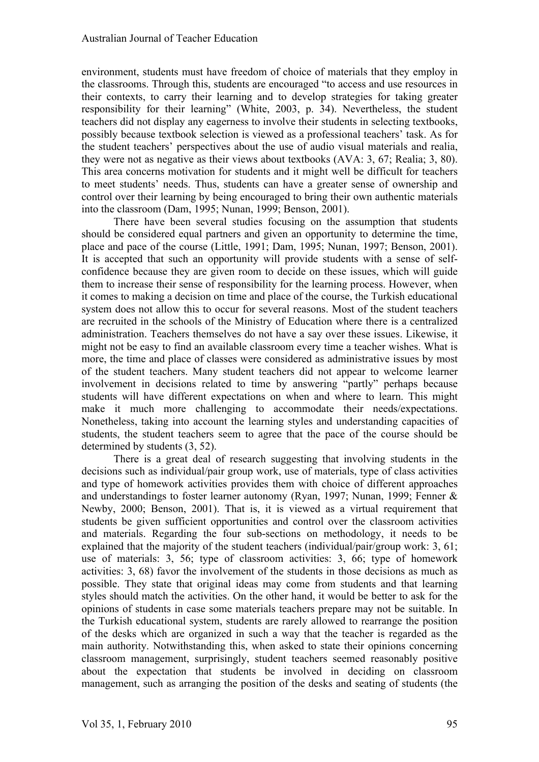environment, students must have freedom of choice of materials that they employ in the classrooms. Through this, students are encouraged "to access and use resources in their contexts, to carry their learning and to develop strategies for taking greater responsibility for their learning" (White, 2003, p. 34). Nevertheless, the student teachers did not display any eagerness to involve their students in selecting textbooks, possibly because textbook selection is viewed as a professional teachers' task. As for the student teachers' perspectives about the use of audio visual materials and realia, they were not as negative as their views about textbooks (AVA: 3, 67; Realia; 3, 80). This area concerns motivation for students and it might well be difficult for teachers to meet students' needs. Thus, students can have a greater sense of ownership and control over their learning by being encouraged to bring their own authentic materials into the classroom (Dam, 1995; Nunan, 1999; Benson, 2001).

There have been several studies focusing on the assumption that students should be considered equal partners and given an opportunity to determine the time, place and pace of the course (Little, 1991; Dam, 1995; Nunan, 1997; Benson, 2001). It is accepted that such an opportunity will provide students with a sense of self-confidence because they are given room to decide on these issues, which will guide them to increase their sense of responsibility for the learning process. However, when it comes to making a decision on time and place of the course, the Turkish educational system does not allow this to occur for several reasons. Most of the student teachers are recruited in the schools of the Ministry of Education where there is a centralized administration. Teachers themselves do not have a say over these issues. Likewise, it might not be easy to find an available classroom every time a teacher wishes. What is more, the time and place of classes were considered as administrative issues by most of the student teachers. Many student teachers did not appear to welcome learner involvement in decisions related to time by answering "partly" perhaps because students will have different expectations on when and where to learn. This might make it much more challenging to accommodate their needs/expectations. Nonetheless, taking into account the learning styles and understanding capacities of students, the student teachers seem to agree that the pace of the course should be determined by students (3, 52).

There is a great deal of research suggesting that involving students in the decisions such as individual/pair group work, use of materials, type of class activities and type of homework activities provides them with choice of different approaches and understandings to foster learner autonomy (Ryan, 1997; Nunan, 1999; Fenner & Newby, 2000; Benson, 2001). That is, it is viewed as a virtual requirement that students be given sufficient opportunities and control over the classroom activities and materials. Regarding the four sub-sections on methodology, it needs to be explained that the majority of the student teachers (individual/pair/group work: 3, 61; use of materials: 3, 56; type of classroom activities: 3, 66; type of homework activities: 3, 68) favor the involvement of the students in those decisions as much as possible. They state that original ideas may come from students and that learning styles should match the activities. On the other hand, it would be better to ask for the opinions of students in case some materials teachers prepare may not be suitable. In the Turkish educational system, students are rarely allowed to rearrange the position of the desks which are organized in such a way that the teacher is regarded as the main authority. Notwithstanding this, when asked to state their opinions concerning classroom management, surprisingly, student teachers seemed reasonably positive about the expectation that students be involved in deciding on classroom management, such as arranging the position of the desks and seating of students (the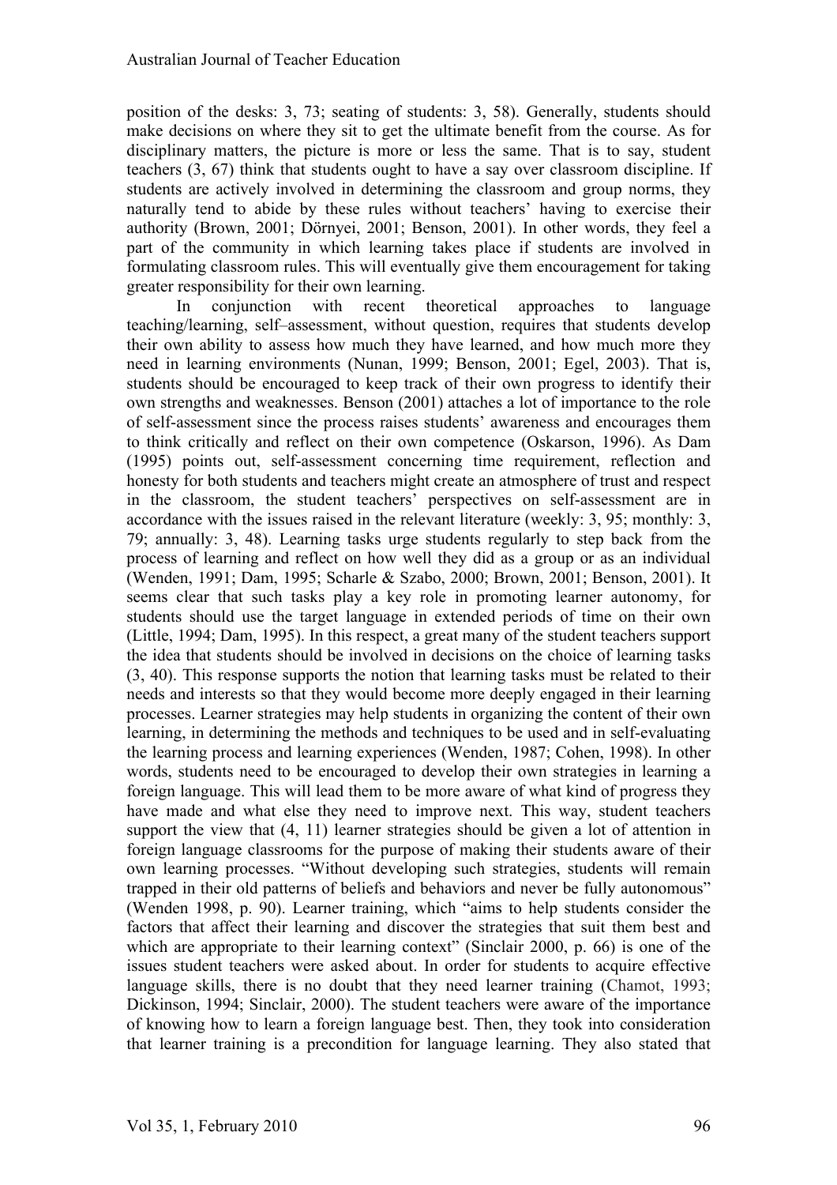position of the desks: 3, 73; seating of students: 3, 58). Generally, students should make decisions on where they sit to get the ultimate benefit from the course. As for disciplinary matters, the picture is more or less the same. That is to say, student teachers (3, 67) think that students ought to have a say over classroom discipline. If students are actively involved in determining the classroom and group norms, they naturally tend to abide by these rules without teachers' having to exercise their authority (Brown, 2001; Dörnyei, 2001; Benson, 2001). In other words, they feel a part of the community in which learning takes place if students are involved in formulating classroom rules. This will eventually give them encouragement for taking greater responsibility for their own learning.

In conjunction with recent theoretical approaches to language teaching/learning, self–assessment, without question, requires that students develop their own ability to assess how much they have learned, and how much more they need in learning environments (Nunan, 1999; Benson, 2001; Egel, 2003). That is, students should be encouraged to keep track of their own progress to identify their own strengths and weaknesses. Benson (2001) attaches a lot of importance to the role of self-assessment since the process raises students' awareness and encourages them to think critically and reflect on their own competence (Oskarson, 1996). As Dam (1995) points out, self-assessment concerning time requirement, reflection and honesty for both students and teachers might create an atmosphere of trust and respect in the classroom, the student teachers' perspectives on self-assessment are in accordance with the issues raised in the relevant literature (weekly: 3, 95; monthly: 3, 79; annually: 3, 48). Learning tasks urge students regularly to step back from the process of learning and reflect on how well they did as a group or as an individual (Wenden, 1991; Dam, 1995; Scharle & Szabo, 2000; Brown, 2001; Benson, 2001). It seems clear that such tasks play a key role in promoting learner autonomy, for students should use the target language in extended periods of time on their own (Little, 1994; Dam, 1995). In this respect, a great many of the student teachers support the idea that students should be involved in decisions on the choice of learning tasks (3, 40). This response supports the notion that learning tasks must be related to their needs and interests so that they would become more deeply engaged in their learning processes. Learner strategies may help students in organizing the content of their own learning, in determining the methods and techniques to be used and in self-evaluating the learning process and learning experiences (Wenden, 1987; Cohen, 1998). In other words, students need to be encouraged to develop their own strategies in learning a foreign language. This will lead them to be more aware of what kind of progress they have made and what else they need to improve next. This way, student teachers support the view that (4, 11) learner strategies should be given a lot of attention in foreign language classrooms for the purpose of making their students aware of their own learning processes. "Without developing such strategies, students will remain trapped in their old patterns of beliefs and behaviors and never be fully autonomous" (Wenden 1998, p. 90). Learner training, which "aims to help students consider the factors that affect their learning and discover the strategies that suit them best and which are appropriate to their learning context" (Sinclair 2000, p. 66) is one of the issues student teachers were asked about. In order for students to acquire effective language skills, there is no doubt that they need learner training (Chamot, 1993; Dickinson, 1994; Sinclair, 2000). The student teachers were aware of the importance of knowing how to learn a foreign language best. Then, they took into consideration that learner training is a precondition for language learning. They also stated that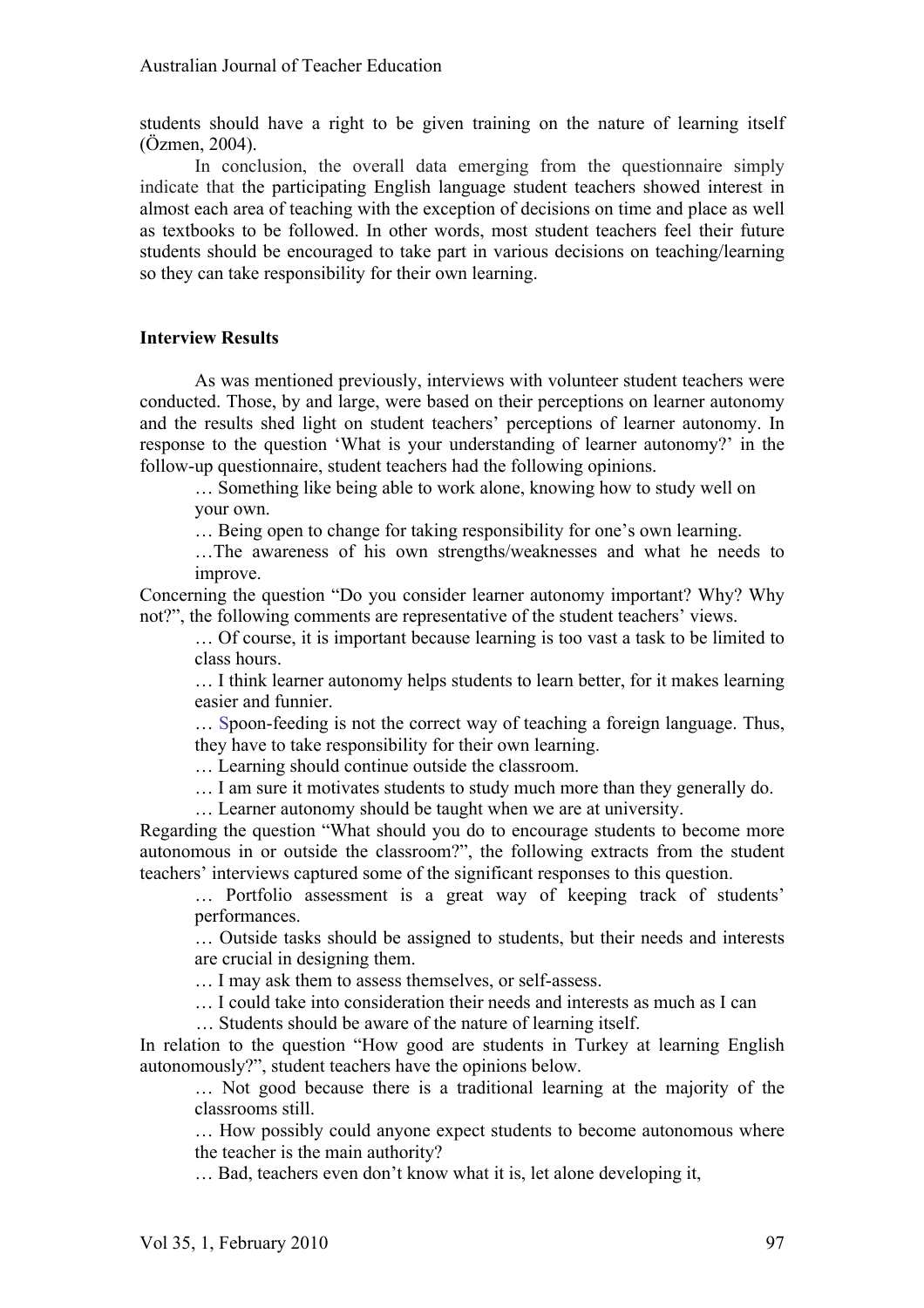students should have a right to be given training on the nature of learning itself (Özmen, 2004).

In conclusion, the overall data emerging from the questionnaire simply indicate that the participating English language student teachers showed interest in almost each area of teaching with the exception of decisions on time and place as well as textbooks to be followed. In other words, most student teachers feel their future students should be encouraged to take part in various decisions on teaching/learning so they can take responsibility for their own learning.

**Interview Results**

As was mentioned previously, interviews with volunteer student teachers were conducted. Those, by and large, were based on their perceptions on learner autonomy and the results shed light on student teachers' perceptions of learner autonomy. In response to the question 'What is your understanding of learner autonomy?' in the follow-up questionnaire, student teachers had the following opinions.

> … Something like being able to work alone, knowing how to study well on your own.
>
> … Being open to change for taking responsibility for one's own learning.
>
> …The awareness of his own strengths/weaknesses and what he needs to improve.

Concerning the question "Do you consider learner autonomy important? Why? Why not?", the following comments are representative of the student teachers' views.

> … Of course, it is important because learning is too vast a task to be limited to class hours.
>
> … I think learner autonomy helps students to learn better, for it makes learning easier and funnier.
>
> … Spoon-feeding is not the correct way of teaching a foreign language. Thus, they have to take responsibility for their own learning.
>
> … Learning should continue outside the classroom.
>
> … I am sure it motivates students to study much more than they generally do.
>
> … Learner autonomy should be taught when we are at university.

Regarding the question "What should you do to encourage students to become more autonomous in or outside the classroom?", the following extracts from the student teachers' interviews captured some of the significant responses to this question.

> … Portfolio assessment is a great way of keeping track of students' performances.
>
> … Outside tasks should be assigned to students, but their needs and interests are crucial in designing them.
>
> … I may ask them to assess themselves, or self-assess.
>
> … I could take into consideration their needs and interests as much as I can
>
> … Students should be aware of the nature of learning itself.

In relation to the question "How good are students in Turkey at learning English autonomously?", student teachers have the opinions below.

> … Not good because there is a traditional learning at the majority of the classrooms still.
>
> … How possibly could anyone expect students to become autonomous where the teacher is the main authority?
>
> … Bad, teachers even don't know what it is, let alone developing it,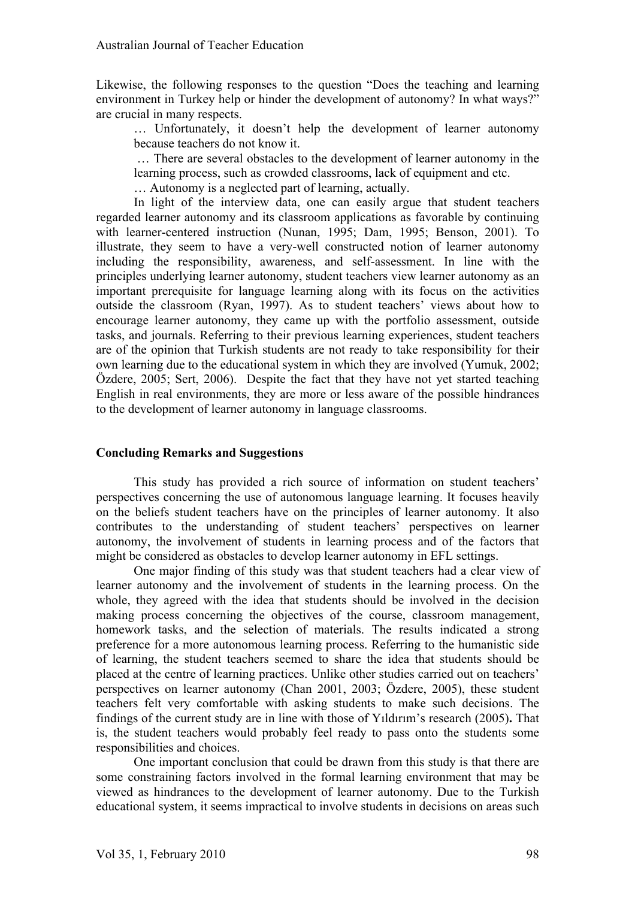Likewise, the following responses to the question "Does the teaching and learning environment in Turkey help or hinder the development of autonomy? In what ways?" are crucial in many respects.

> … Unfortunately, it doesn't help the development of learner autonomy because teachers do not know it.
>
> … There are several obstacles to the development of learner autonomy in the learning process, such as crowded classrooms, lack of equipment and etc.
>
> … Autonomy is a neglected part of learning, actually.

In light of the interview data, one can easily argue that student teachers regarded learner autonomy and its classroom applications as favorable by continuing with learner-centered instruction (Nunan, 1995; Dam, 1995; Benson, 2001). To illustrate, they seem to have a very-well constructed notion of learner autonomy including the responsibility, awareness, and self-assessment. In line with the principles underlying learner autonomy, student teachers view learner autonomy as an important prerequisite for language learning along with its focus on the activities outside the classroom (Ryan, 1997). As to student teachers' views about how to encourage learner autonomy, they came up with the portfolio assessment, outside tasks, and journals. Referring to their previous learning experiences, student teachers are of the opinion that Turkish students are not ready to take responsibility for their own learning due to the educational system in which they are involved (Yumuk, 2002; Özdere, 2005; Sert, 2006). Despite the fact that they have not yet started teaching English in real environments, they are more or less aware of the possible hindrances to the development of learner autonomy in language classrooms.

## Concluding Remarks and Suggestions

This study has provided a rich source of information on student teachers' perspectives concerning the use of autonomous language learning. It focuses heavily on the beliefs student teachers have on the principles of learner autonomy. It also contributes to the understanding of student teachers' perspectives on learner autonomy, the involvement of students in learning process and of the factors that might be considered as obstacles to develop learner autonomy in EFL settings.

One major finding of this study was that student teachers had a clear view of learner autonomy and the involvement of students in the learning process. On the whole, they agreed with the idea that students should be involved in the decision making process concerning the objectives of the course, classroom management, homework tasks, and the selection of materials. The results indicated a strong preference for a more autonomous learning process. Referring to the humanistic side of learning, the student teachers seemed to share the idea that students should be placed at the centre of learning practices. Unlike other studies carried out on teachers' perspectives on learner autonomy (Chan 2001, 2003; Özdere, 2005), these student teachers felt very comfortable with asking students to make such decisions. The findings of the current study are in line with those of Yıldırım's research (2005). That is, the student teachers would probably feel ready to pass onto the students some responsibilities and choices.

One important conclusion that could be drawn from this study is that there are some constraining factors involved in the formal learning environment that may be viewed as hindrances to the development of learner autonomy. Due to the Turkish educational system, it seems impractical to involve students in decisions on areas such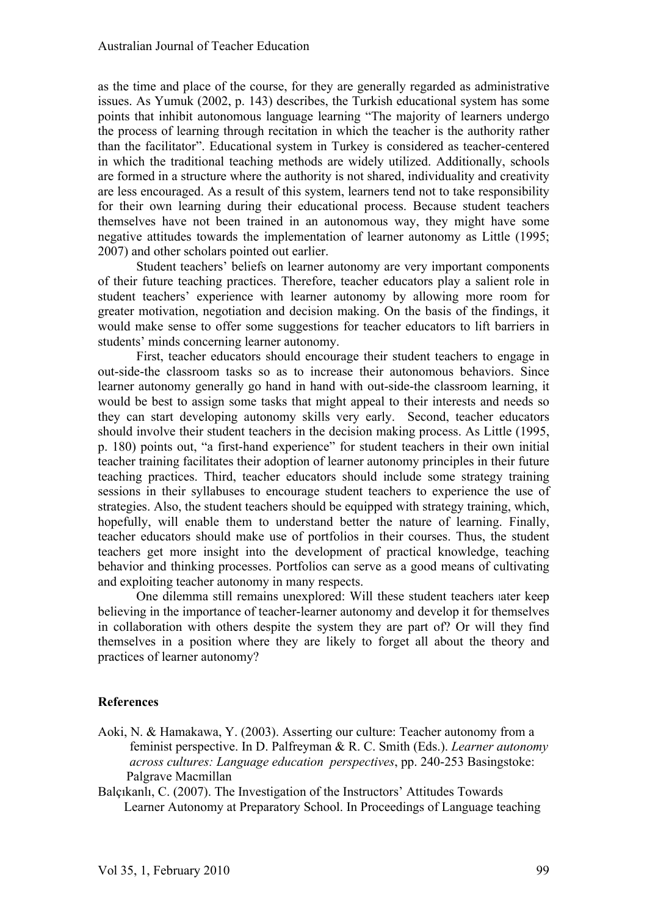as the time and place of the course, for they are generally regarded as administrative issues. As Yumuk (2002, p. 143) describes, the Turkish educational system has some points that inhibit autonomous language learning "The majority of learners undergo the process of learning through recitation in which the teacher is the authority rather than the facilitator". Educational system in Turkey is considered as teacher-centered in which the traditional teaching methods are widely utilized. Additionally, schools are formed in a structure where the authority is not shared, individuality and creativity are less encouraged. As a result of this system, learners tend not to take responsibility for their own learning during their educational process. Because student teachers themselves have not been trained in an autonomous way, they might have some negative attitudes towards the implementation of learner autonomy as Little (1995; 2007) and other scholars pointed out earlier.

Student teachers' beliefs on learner autonomy are very important components of their future teaching practices. Therefore, teacher educators play a salient role in student teachers' experience with learner autonomy by allowing more room for greater motivation, negotiation and decision making. On the basis of the findings, it would make sense to offer some suggestions for teacher educators to lift barriers in students' minds concerning learner autonomy.

First, teacher educators should encourage their student teachers to engage in out-side-the classroom tasks so as to increase their autonomous behaviors. Since learner autonomy generally go hand in hand with out-side-the classroom learning, it would be best to assign some tasks that might appeal to their interests and needs so they can start developing autonomy skills very early. Second, teacher educators should involve their student teachers in the decision making process. As Little (1995, p. 180) points out, "a first-hand experience" for student teachers in their own initial teacher training facilitates their adoption of learner autonomy principles in their future teaching practices. Third, teacher educators should include some strategy training sessions in their syllabuses to encourage student teachers to experience the use of strategies. Also, the student teachers should be equipped with strategy training, which, hopefully, will enable them to understand better the nature of learning. Finally, teacher educators should make use of portfolios in their courses. Thus, the student teachers get more insight into the development of practical knowledge, teaching behavior and thinking processes. Portfolios can serve as a good means of cultivating and exploiting teacher autonomy in many respects.

One dilemma still remains unexplored: Will these student teachers later keep believing in the importance of teacher-learner autonomy and develop it for themselves in collaboration with others despite the system they are part of? Or will they find themselves in a position where they are likely to forget all about the theory and practices of learner autonomy?

## References

Aoki, N. & Hamakawa, Y. (2003). Asserting our culture: Teacher autonomy from a feminist perspective. In D. Palfreyman & R. C. Smith (Eds.). *Learner autonomy across cultures: Language education perspectives*, pp. 240-253 Basingstoke: Palgrave Macmillan

Balçıkanlı, C. (2007). The Investigation of the Instructors' Attitudes Towards Learner Autonomy at Preparatory School. In Proceedings of Language teaching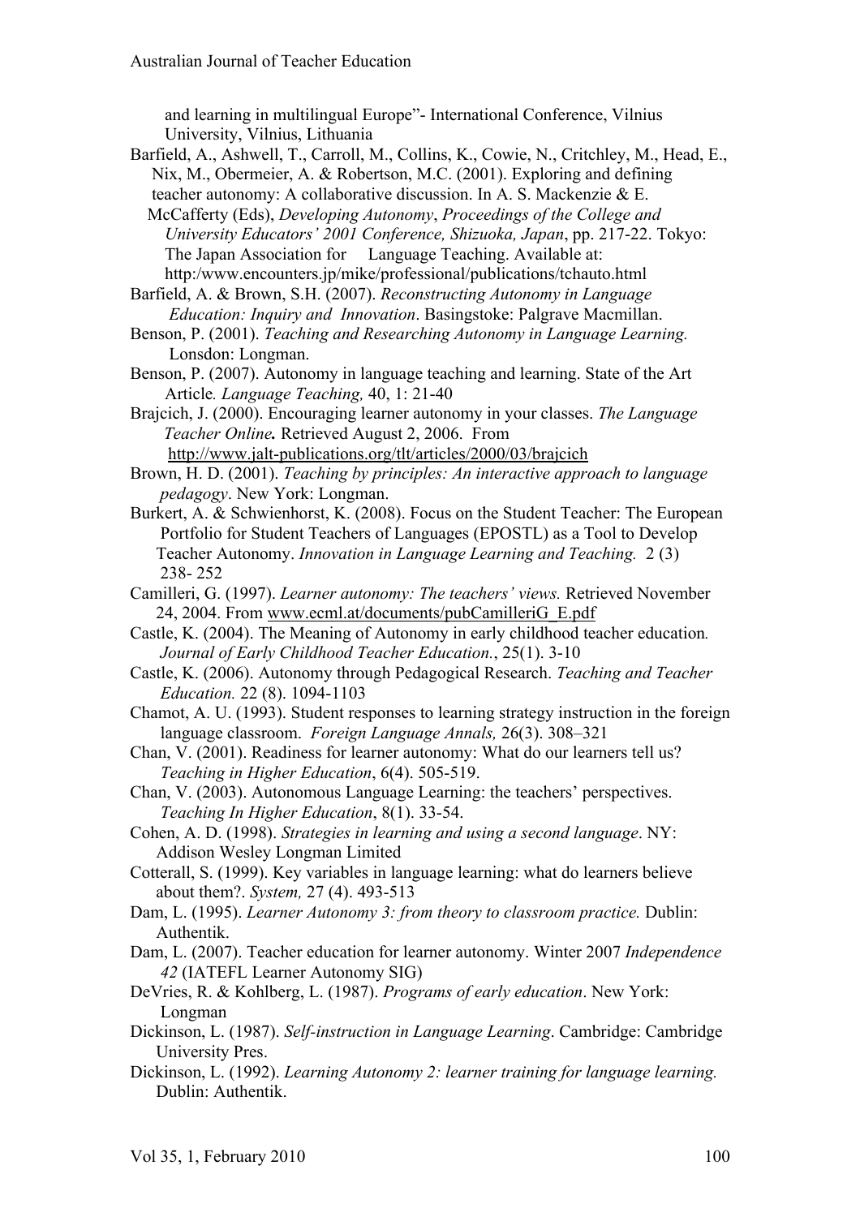and learning in multilingual Europe"- International Conference, Vilnius University, Vilnius, Lithuania

Barfield, A., Ashwell, T., Carroll, M., Collins, K., Cowie, N., Critchley, M., Head, E., Nix, M., Obermeier, A. & Robertson, M.C. (2001). Exploring and defining teacher autonomy: A collaborative discussion. In A. S. Mackenzie & E. McCafferty (Eds), *Developing Autonomy*, *Proceedings of the College and University Educators' 2001 Conference, Shizuoka, Japan*, pp. 217-22. Tokyo: The Japan Association for Language Teaching. Available at: http:/www.encounters.jp/mike/professional/publications/tchauto.html

Barfield, A. & Brown, S.H. (2007). *Reconstructing Autonomy in Language Education: Inquiry and Innovation*. Basingstoke: Palgrave Macmillan.

Benson, P. (2001). *Teaching and Researching Autonomy in Language Learning.* Lonsdon: Longman.

Benson, P. (2007). Autonomy in language teaching and learning. State of the Art Article*. Language Teaching,* 40, 1: 21-40

Brajcich, J. (2000). Encouraging learner autonomy in your classes. *The Language Teacher Online***.** Retrieved August 2, 2006. From http://www.jalt-publications.org/tlt/articles/2000/03/brajcich

Brown, H. D. (2001). *Teaching by principles: An interactive approach to language pedagogy*. New York: Longman.

Burkert, A. & Schwienhorst, K. (2008). Focus on the Student Teacher: The European Portfolio for Student Teachers of Languages (EPOSTL) as a Tool to Develop Teacher Autonomy. *Innovation in Language Learning and Teaching.* 2 (3) 238- 252

Camilleri, G. (1997). *Learner autonomy: The teachers' views.* Retrieved November 24, 2004. From www.ecml.at/documents/pubCamilleriG_E.pdf

Castle, K. (2004). The Meaning of Autonomy in early childhood teacher education*. Journal of Early Childhood Teacher Education.*, 25(1). 3-10

Castle, K. (2006). Autonomy through Pedagogical Research. *Teaching and Teacher Education.* 22 (8). 1094-1103

Chamot, A. U. (1993). Student responses to learning strategy instruction in the foreign language classroom. *Foreign Language Annals,* 26(3). 308–321

Chan, V. (2001). Readiness for learner autonomy: What do our learners tell us? *Teaching in Higher Education*, 6(4). 505-519.

Chan, V. (2003). Autonomous Language Learning: the teachers' perspectives. *Teaching In Higher Education*, 8(1). 33-54.

Cohen, A. D. (1998). *Strategies in learning and using a second language*. NY: Addison Wesley Longman Limited

Cotterall, S. (1999). Key variables in language learning: what do learners believe about them?. *System,* 27 (4). 493-513

Dam, L. (1995). *Learner Autonomy 3: from theory to classroom practice.* Dublin: Authentik.

Dam, L. (2007). Teacher education for learner autonomy. Winter 2007 *Independence 42* (IATEFL Learner Autonomy SIG)

DeVries, R. & Kohlberg, L. (1987). *Programs of early education*. New York: Longman

Dickinson, L. (1987). *Self-instruction in Language Learning*. Cambridge: Cambridge University Pres.

Dickinson, L. (1992). *Learning Autonomy 2: learner training for language learning.* Dublin: Authentik.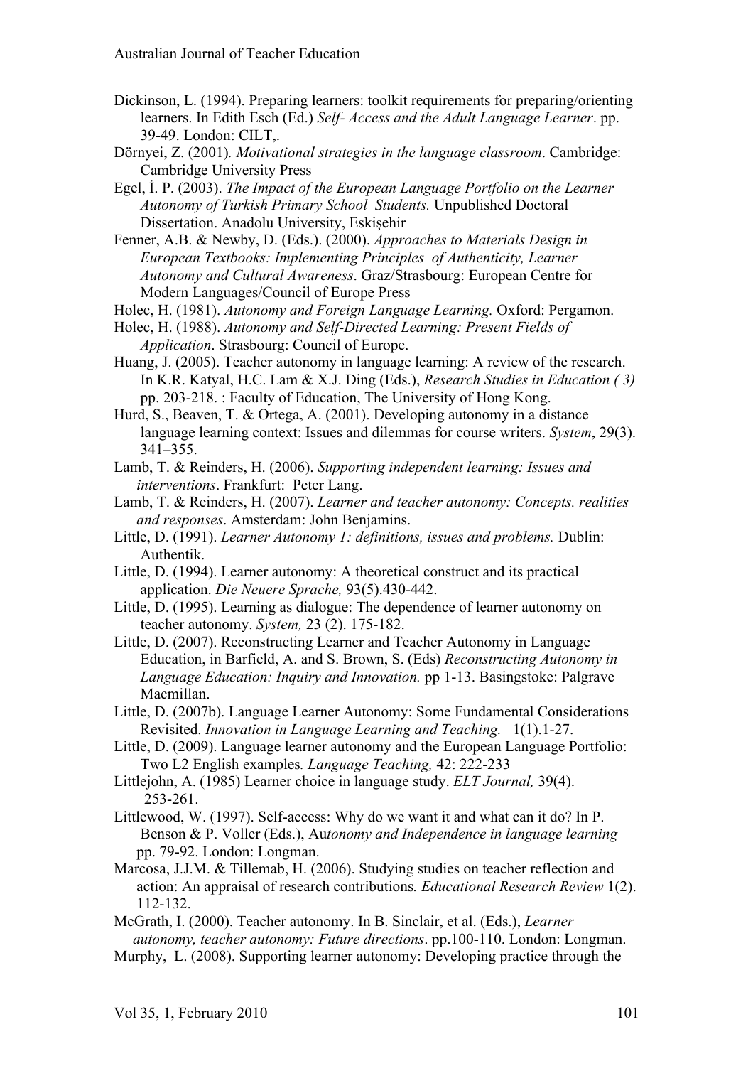Dickinson, L. (1994). Preparing learners: toolkit requirements for preparing/orienting learners. In Edith Esch (Ed.) *Self- Access and the Adult Language Learner*. pp. 39-49. London: CILT,.

Dörnyei, Z. (2001). *Motivational strategies in the language classroom*. Cambridge: Cambridge University Press

Egel, İ. P. (2003). *The Impact of the European Language Portfolio on the Learner Autonomy of Turkish Primary School Students.* Unpublished Doctoral Dissertation. Anadolu University, Eskişehir

Fenner, A.B. & Newby, D. (Eds.). (2000). *Approaches to Materials Design in European Textbooks: Implementing Principles of Authenticity, Learner Autonomy and Cultural Awareness*. Graz/Strasbourg: European Centre for Modern Languages/Council of Europe Press

Holec, H. (1981). *Autonomy and Foreign Language Learning.* Oxford: Pergamon.

Holec, H. (1988). *Autonomy and Self-Directed Learning: Present Fields of Application*. Strasbourg: Council of Europe.

Huang, J. (2005). Teacher autonomy in language learning: A review of the research. In K.R. Katyal, H.C. Lam & X.J. Ding (Eds.), *Research Studies in Education ( 3)* pp. 203-218. : Faculty of Education, The University of Hong Kong.

Hurd, S., Beaven, T. & Ortega, A. (2001). Developing autonomy in a distance language learning context: Issues and dilemmas for course writers. *System*, 29(3). 341–355.

Lamb, T. & Reinders, H. (2006). *Supporting independent learning: Issues and interventions*. Frankfurt: Peter Lang.

Lamb, T. & Reinders, H. (2007). *Learner and teacher autonomy: Concepts. realities and responses*. Amsterdam: John Benjamins.

Little, D. (1991). *Learner Autonomy 1: definitions, issues and problems.* Dublin: Authentik.

Little, D. (1994). Learner autonomy: A theoretical construct and its practical application. *Die Neuere Sprache,* 93(5).430-442.

Little, D. (1995). Learning as dialogue: The dependence of learner autonomy on teacher autonomy. *System,* 23 (2). 175-182.

Little, D. (2007). Reconstructing Learner and Teacher Autonomy in Language Education, in Barfield, A. and S. Brown, S. (Eds) *Reconstructing Autonomy in Language Education: Inquiry and Innovation.* pp 1-13. Basingstoke: Palgrave Macmillan.

Little, D. (2007b). Language Learner Autonomy: Some Fundamental Considerations Revisited. *Innovation in Language Learning and Teaching.* 1(1).1-27.

Little, D. (2009). Language learner autonomy and the European Language Portfolio: Two L2 English examples*. Language Teaching,* 42: 222-233

Littlejohn, A. (1985) Learner choice in language study. *ELT Journal,* 39(4). 253-261.

Littlewood, W. (1997). Self-access: Why do we want it and what can it do? In P. Benson & P. Voller (Eds.), Au*tonomy and Independence in language learning* pp. 79-92. London: Longman.

Marcosa, J.J.M. & Tillemab, H. (2006). Studying studies on teacher reflection and action: An appraisal of research contributions*. Educational Research Review* 1(2). 112-132.

McGrath, I. (2000). Teacher autonomy. In B. Sinclair, et al. (Eds.), *Learner autonomy, teacher autonomy: Future directions*. pp.100-110. London: Longman.

Murphy, L. (2008). Supporting learner autonomy: Developing practice through the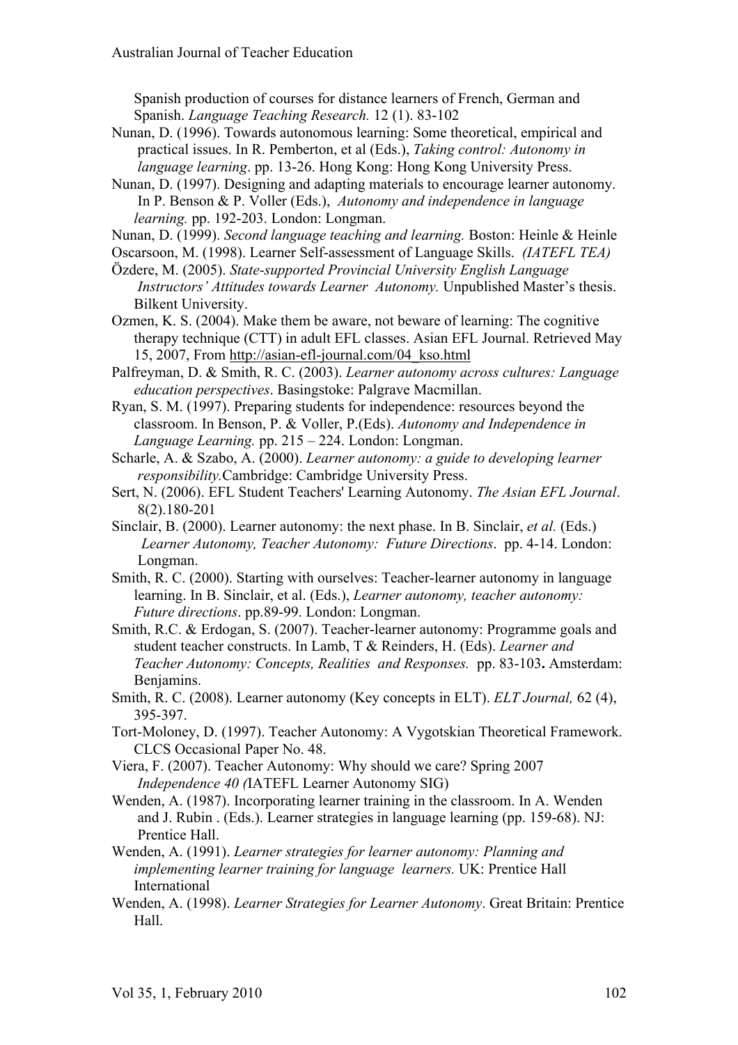Spanish production of courses for distance learners of French, German and Spanish. *Language Teaching Research.* 12 (1). 83-102

Nunan, D. (1996). Towards autonomous learning: Some theoretical, empirical and practical issues. In R. Pemberton, et al (Eds.), *Taking control: Autonomy in language learning*. pp. 13-26. Hong Kong: Hong Kong University Press.

Nunan, D. (1997). Designing and adapting materials to encourage learner autonomy. In P. Benson & P. Voller (Eds.), *Autonomy and independence in language learning.* pp. 192-203. London: Longman.

Nunan, D. (1999). *Second language teaching and learning.* Boston: Heinle & Heinle

Oscarsoon, M. (1998). Learner Self-assessment of Language Skills. *(IATEFL TEA)*

Özdere, M. (2005). *State-supported Provincial University English Language Instructors' Attitudes towards Learner Autonomy.* Unpublished Master's thesis. Bilkent University.

Ozmen, K. S. (2004). Make them be aware, not beware of learning: The cognitive therapy technique (CTT) in adult EFL classes. Asian EFL Journal. Retrieved May 15, 2007, From http://asian-efl-journal.com/04_kso.html

Palfreyman, D. & Smith, R. C. (2003). *Learner autonomy across cultures: Language education perspectives*. Basingstoke: Palgrave Macmillan.

Ryan, S. M. (1997). Preparing students for independence: resources beyond the classroom. In Benson, P. & Voller, P.(Eds). *Autonomy and Independence in Language Learning.* pp. 215 – 224. London: Longman.

Scharle, A. & Szabo, A. (2000). *Learner autonomy: a guide to developing learner responsibility.*Cambridge: Cambridge University Press.

Sert, N. (2006). EFL Student Teachers' Learning Autonomy. *The Asian EFL Journal*. 8(2).180-201

Sinclair, B. (2000). Learner autonomy: the next phase. In B. Sinclair, *et al.* (Eds.) *Learner Autonomy, Teacher Autonomy: Future Directions*. pp. 4-14. London: Longman.

Smith, R. C. (2000). Starting with ourselves: Teacher-learner autonomy in language learning. In B. Sinclair, et al. (Eds.), *Learner autonomy, teacher autonomy: Future directions*. pp.89-99. London: Longman.

Smith, R.C. & Erdogan, S. (2007). Teacher-learner autonomy: Programme goals and student teacher constructs. In Lamb, T & Reinders, H. (Eds). *Learner and Teacher Autonomy: Concepts, Realities and Responses.* pp. 83-103**.** Amsterdam: Benjamins.

Smith, R. C. (2008). Learner autonomy (Key concepts in ELT). *ELT Journal,* 62 (4), 395-397.

Tort-Moloney, D. (1997). Teacher Autonomy: A Vygotskian Theoretical Framework. CLCS Occasional Paper No. 48.

Viera, F. (2007). Teacher Autonomy: Why should we care? Spring 2007 *Independence 40 (*IATEFL Learner Autonomy SIG)

Wenden, A. (1987). Incorporating learner training in the classroom. In A. Wenden and J. Rubin . (Eds.). Learner strategies in language learning (pp. 159-68). NJ: Prentice Hall.

Wenden, A. (1991). *Learner strategies for learner autonomy: Planning and implementing learner training for language learners.* UK: Prentice Hall International

Wenden, A. (1998). *Learner Strategies for Learner Autonomy*. Great Britain: Prentice Hall.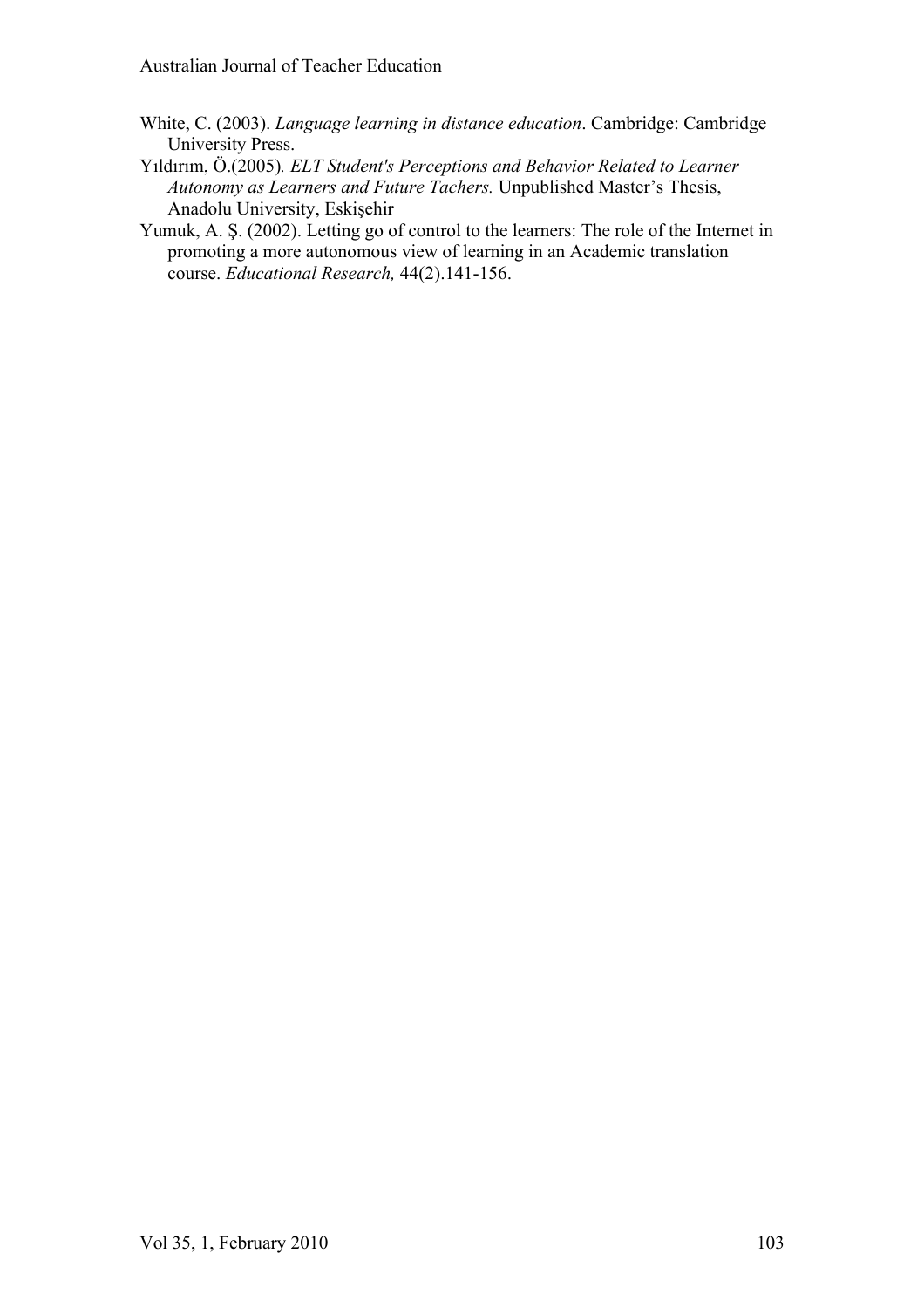White, C. (2003). *Language learning in distance education*. Cambridge: Cambridge University Press.

Yıldırım, Ö.(2005). *ELT Student's Perceptions and Behavior Related to Learner Autonomy as Learners and Future Tachers.* Unpublished Master's Thesis, Anadolu University, Eskişehir

Yumuk, A. Ş. (2002). Letting go of control to the learners: The role of the Internet in promoting a more autonomous view of learning in an Academic translation course. *Educational Research,* 44(2).141-156.